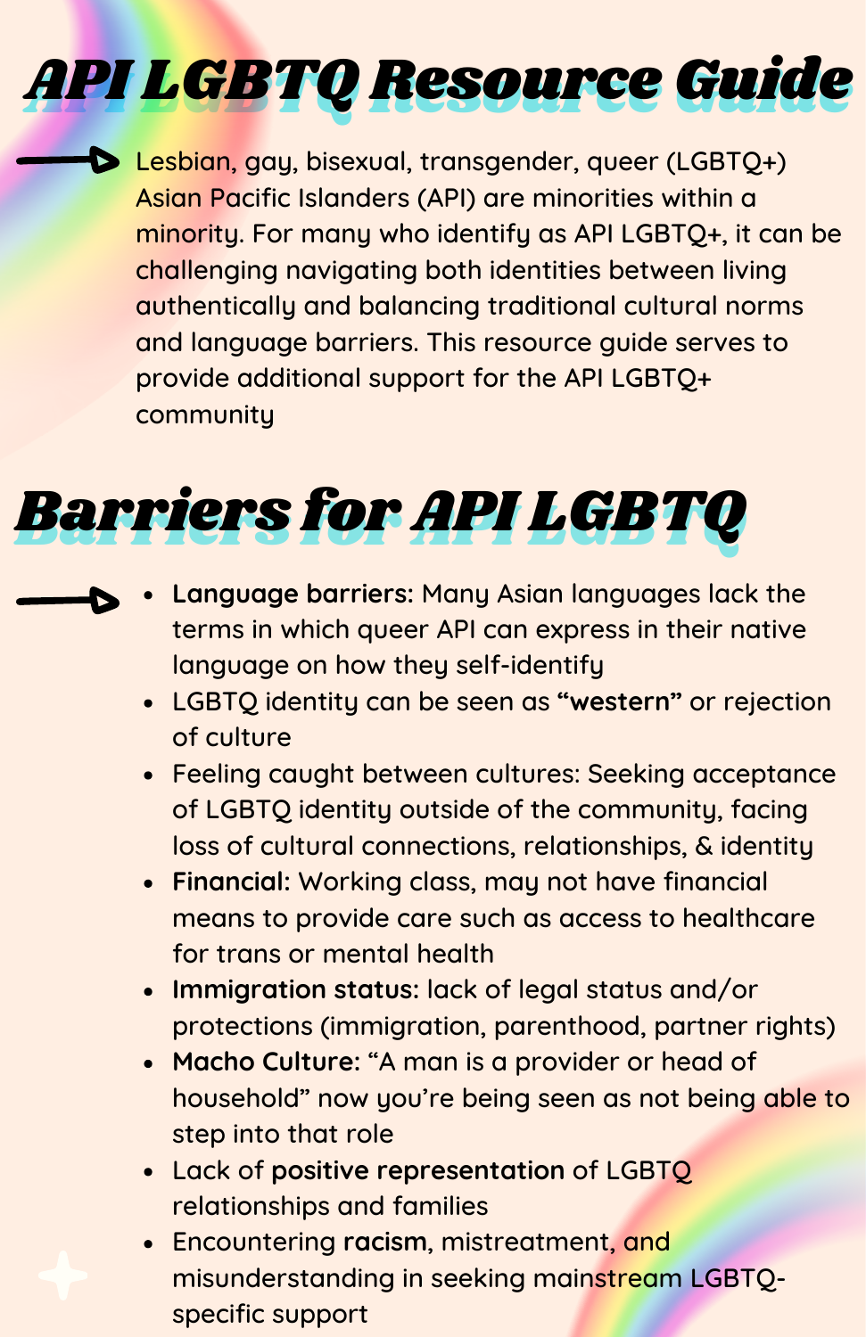# API LGBTQ Resource Guide

Lesbian, gay, bisexual, transgender, queer (LGBTQ+) Asian Pacific Islanders (API) are minorities within a minority. For many who identify as API LGBTQ+, it can be challenging navigating both identities between living authentically and balancing traditional cultural norms and language barriers. This resource guide serves to provide additional support for the API LGBTQ+ community

# Barriers for API LGBTQ

- **Language barriers:** Many Asian languages lack the terms in which queer API can express in their native language on how they self-identify
- LGBTQ identity can be seen as **"western"** or rejection of culture
- Feeling caught between cultures: Seeking acceptance of LGBTQ identity outside of the community, facing loss of cultural connections, relationships, & identity
- **Financial:** Working class, may not have financial means to provide care such as access to healthcare for trans or mental health
- **Immigration status:** lack of legal status and/or protections (immigration, parenthood, partner rights)
- **Macho Culture**: "A man is a provider or head of household" now you're being seen as not being able to step into that role
- Lack of **positive representation** of LGBTQ relationships and families
- Encountering **racism**, mistreatment, and misunderstanding in seeking mainstream LGBTQ-specific support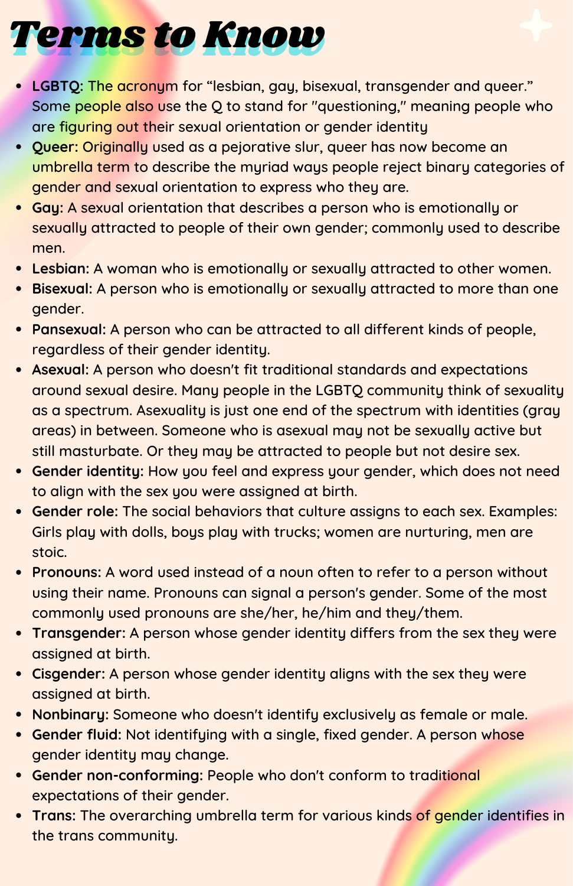# Terms to Know

- **LGBTQ:** The acronym for "lesbian, gay, bisexual, transgender and queer." Some people also use the Q to stand for "questioning," meaning people who are figuring out their sexual orientation or gender identity
- **Queer:** Originally used as a pejorative slur, queer has now become an umbrella term to describe the myriad ways people reject binary categories of gender and sexual orientation to express who they are.
- **Gay:** A sexual orientation that describes a person who is emotionally or sexually attracted to people of their own gender; commonly used to describe men.
- **Lesbian:** A woman who is emotionally or sexually attracted to other women.
- **Bisexual:** A person who is emotionally or sexually attracted to more than one gender.
- **Pansexual:** A person who can be attracted to all different kinds of people, regardless of their gender identity.
- **Asexual:** A person who doesn't fit traditional standards and expectations around sexual desire. Many people in the LGBTQ community think of sexuality as a spectrum. Asexuality is just one end of the spectrum with identities (gray areas) in between. Someone who is asexual may not be sexually active but still masturbate. Or they may be attracted to people but not desire sex.
- **Gender identity:** How you feel and express your gender, which does not need to align with the sex you were assigned at birth.
- **Gender role:** The social behaviors that culture assigns to each sex. Examples: Girls play with dolls, boys play with trucks; women are nurturing, men are stoic.
- **Pronouns:** A word used instead of a noun often to refer to a person without using their name. Pronouns can signal a person's gender. Some of the most commonly used pronouns are she/her, he/him and they/them.
- **Transgender:** A person whose gender identity differs from the sex they were assigned at birth.
- **Cisgender:** A person whose gender identity aligns with the sex they were assigned at birth.
- **Nonbinary:** Someone who doesn't identify exclusively as female or male.
- **Gender fluid:** Not identifying with a single, fixed gender. A person whose gender identity may change.
- **Gender non-conforming:** People who don't conform to traditional expectations of their gender.
- **Trans:** The overarching umbrella term for various kinds of gender identifies in the trans community.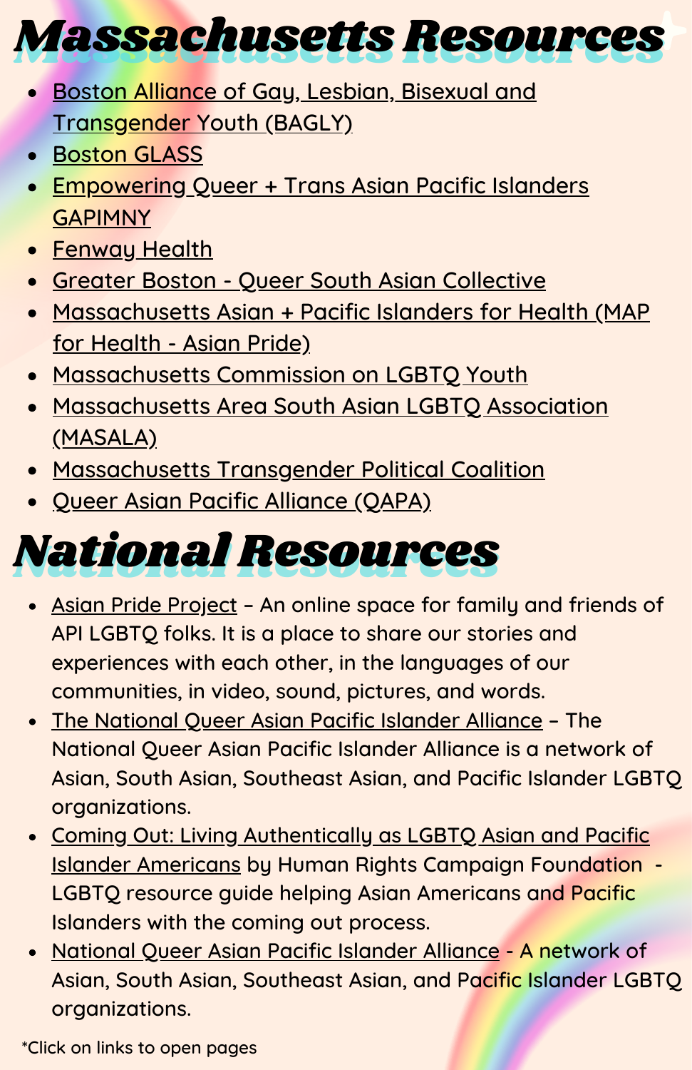# Massachusetts Resources

- Boston Alliance of Gay, Lesbian, Bisexual and Transgender Youth (BAGLY)
- Boston GLASS
- Empowering Queer + Trans Asian Pacific Islanders GAPIMNY
- Fenway Health
- Greater Boston - Queer South Asian Collective
- Massachusetts Asian + Pacific Islanders for Health (MAP for Health - Asian Pride)
- Massachusetts Commission on LGBTQ Youth
- Massachusetts Area South Asian LGBTQ Association (MASALA)
- Massachusetts Transgender Political Coalition
- Queer Asian Pacific Alliance (QAPA)

# National Resources

- Asian Pride Project – An online space for family and friends of API LGBTQ folks. It is a place to share our stories and experiences with each other, in the languages of our communities, in video, sound, pictures, and words.
- The National Queer Asian Pacific Islander Alliance – The National Queer Asian Pacific Islander Alliance is a network of Asian, South Asian, Southeast Asian, and Pacific Islander LGBTQ organizations.
- Coming Out: Living Authentically as LGBTQ Asian and Pacific Islander Americans by Human Rights Campaign Foundation - LGBTQ resource guide helping Asian Americans and Pacific Islanders with the coming out process.
- National Queer Asian Pacific Islander Alliance - A network of Asian, South Asian, Southeast Asian, and Pacific Islander LGBTQ organizations.

*Click on links to open pages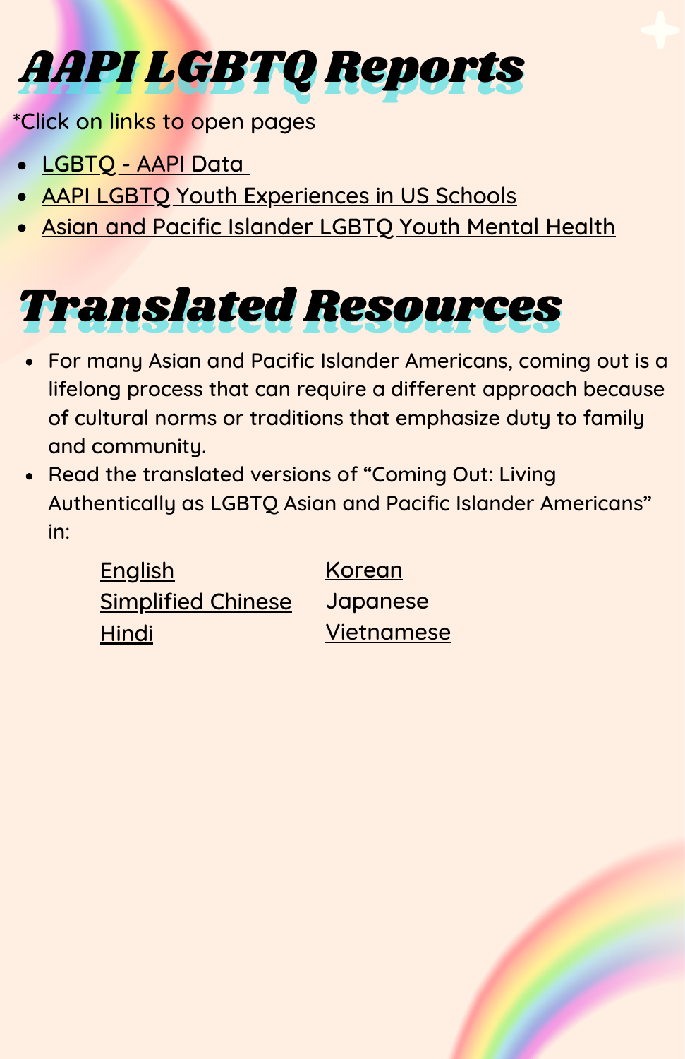# AAPI LGBTQ Reports

*Click on links to open pages

- LGBTQ - AAPI Data
- AAPI LGBTQ Youth Experiences in US Schools
- Asian and Pacific Islander LGBTQ Youth Mental Health

# Translated Resources

- For many Asian and Pacific Islander Americans, coming out is a lifelong process that can require a different approach because of cultural norms or traditions that emphasize duty to family and community.
- Read the translated versions of “Coming Out: Living Authentically as LGBTQ Asian and Pacific Islander Americans” in:

English
Simplified Chinese
Hindi
Korean
Japanese
Vietnamese